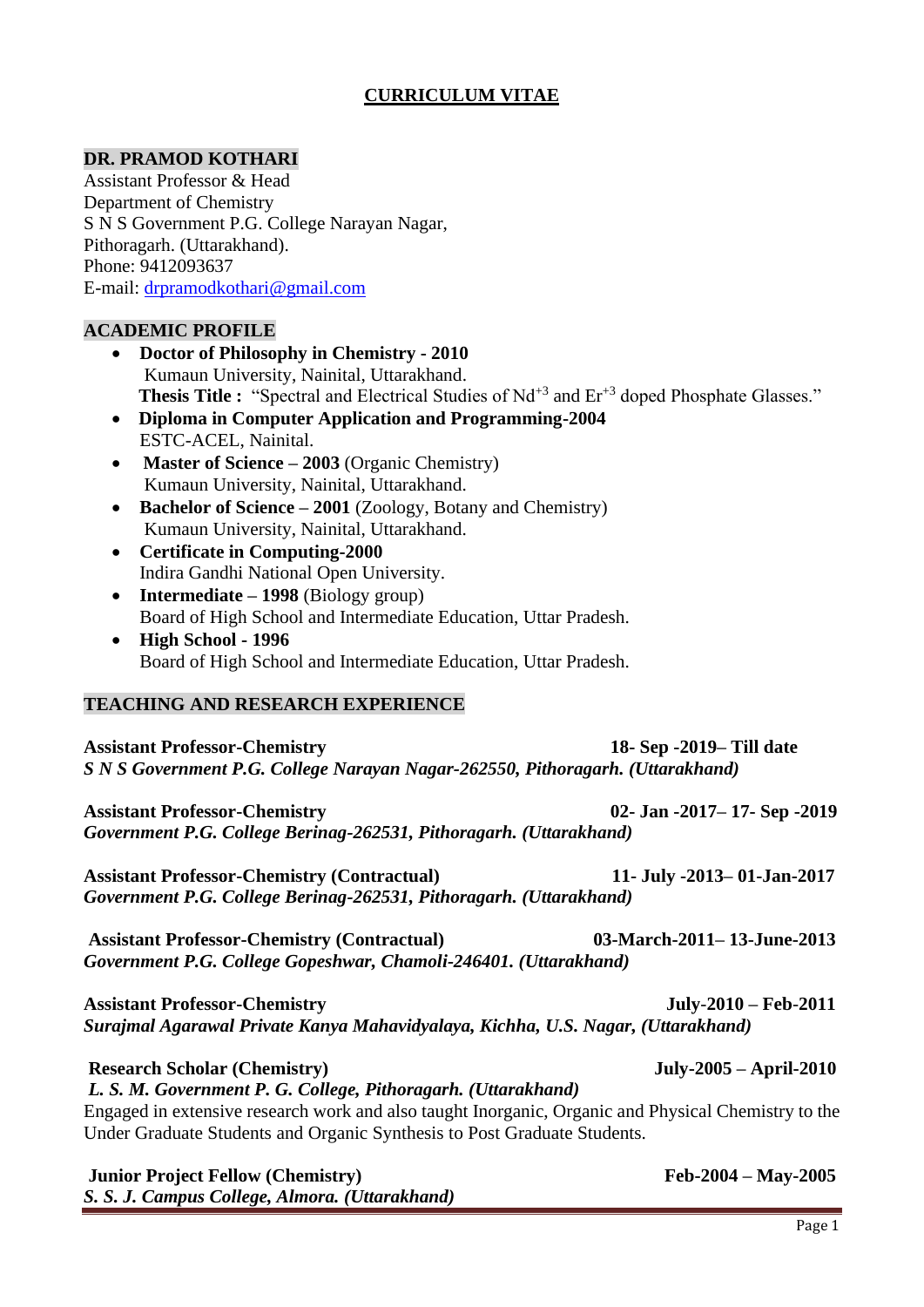# CURRICULUM VITAE

## DR. PRAMOD KOTHARI

Assistant Professor & Head
Department of Chemistry
S N S Government P.G. College Narayan Nagar,
Pithoragarh. (Uttarakhand).
Phone: 9412093637
E-mail: drpramodkothari@gmail.com

## ACADEMIC PROFILE

- **Doctor of Philosophy in Chemistry - 2010**
  Kumaun University, Nainital, Uttarakhand.
  **Thesis Title :** "Spectral and Electrical Studies of $Nd^{+3}$ and $Er^{+3}$ doped Phosphate Glasses."
- **Diploma in Computer Application and Programming-2004**
  ESTC-ACEL, Nainital.
- **Master of Science – 2003** (Organic Chemistry)
  Kumaun University, Nainital, Uttarakhand.
- **Bachelor of Science – 2001** (Zoology, Botany and Chemistry)
  Kumaun University, Nainital, Uttarakhand.
- **Certificate in Computing-2000**
  Indira Gandhi National Open University.
- **Intermediate – 1998** (Biology group)
  Board of High School and Intermediate Education, Uttar Pradesh.
- **High School - 1996**
  Board of High School and Intermediate Education, Uttar Pradesh.

## TEACHING AND RESEARCH EXPERIENCE

**Assistant Professor-Chemistry** — **18- Sep -2019– Till date**
*S N S Government P.G. College Narayan Nagar-262550, Pithoragarh. (Uttarakhand)*

**Assistant Professor-Chemistry** — **02- Jan -2017– 17- Sep -2019**
*Government P.G. College Berinag-262531, Pithoragarh. (Uttarakhand)*

**Assistant Professor-Chemistry (Contractual)** — **11- July -2013– 01-Jan-2017**
*Government P.G. College Berinag-262531, Pithoragarh. (Uttarakhand)*

**Assistant Professor-Chemistry (Contractual)** — **03-March-2011– 13-June-2013**
*Government P.G. College Gopeshwar, Chamoli-246401. (Uttarakhand)*

**Assistant Professor-Chemistry** — **July-2010 – Feb-2011**
*Surajmal Agarawal Private Kanya Mahavidyalaya, Kichha, U.S. Nagar, (Uttarakhand)*

**Research Scholar (Chemistry)** — **July-2005 – April-2010**
*L. S. M. Government P. G. College, Pithoragarh. (Uttarakhand)*
Engaged in extensive research work and also taught Inorganic, Organic and Physical Chemistry to the Under Graduate Students and Organic Synthesis to Post Graduate Students.

**Junior Project Fellow (Chemistry)** — **Feb-2004 – May-2005**
*S. S. J. Campus College, Almora. (Uttarakhand)*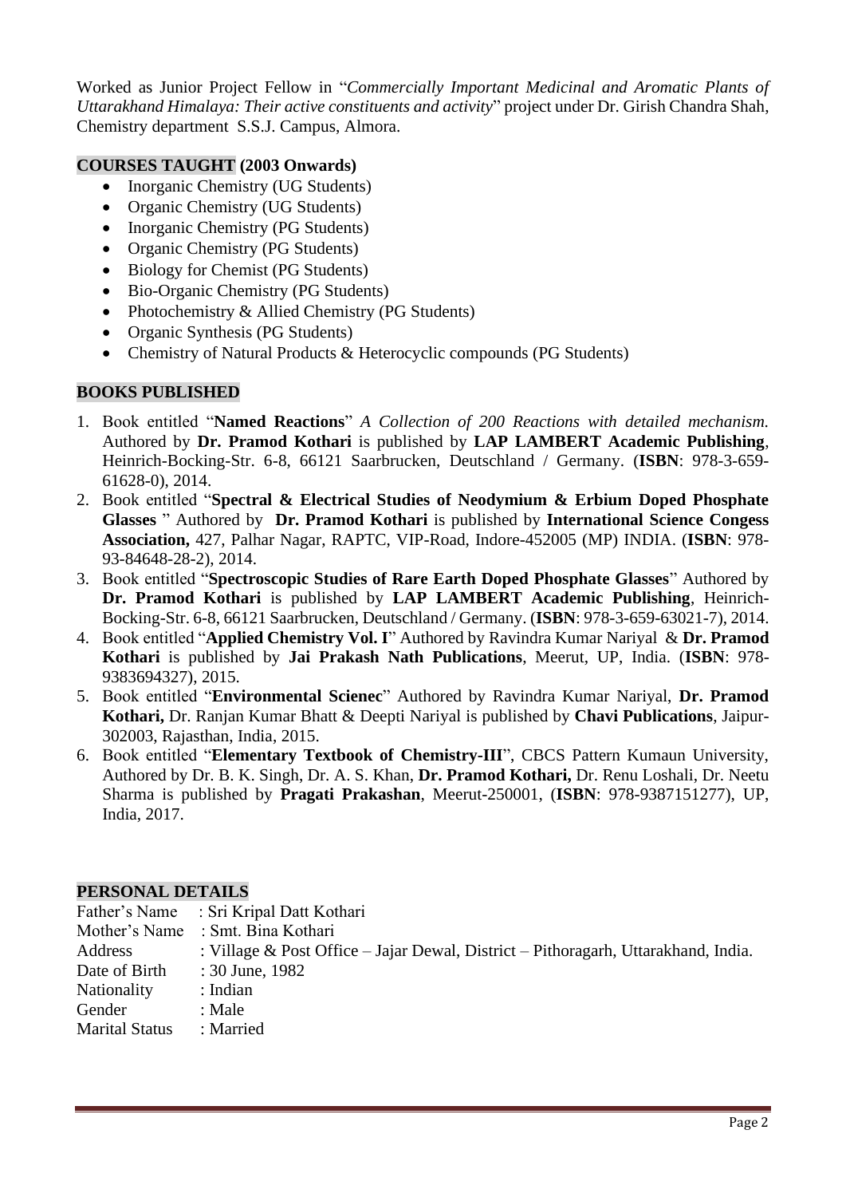Worked as Junior Project Fellow in "*Commercially Important Medicinal and Aromatic Plants of Uttarakhand Himalaya: Their active constituents and activity*" project under Dr. Girish Chandra Shah, Chemistry department S.S.J. Campus, Almora.

## COURSES TAUGHT (2003 Onwards)

- Inorganic Chemistry (UG Students)
- Organic Chemistry (UG Students)
- Inorganic Chemistry (PG Students)
- Organic Chemistry (PG Students)
- Biology for Chemist (PG Students)
- Bio-Organic Chemistry (PG Students)
- Photochemistry & Allied Chemistry (PG Students)
- Organic Synthesis (PG Students)
- Chemistry of Natural Products & Heterocyclic compounds (PG Students)

## BOOKS PUBLISHED

1. Book entitled "**Named Reactions**" *A Collection of 200 Reactions with detailed mechanism.* Authored by **Dr. Pramod Kothari** is published by **LAP LAMBERT Academic Publishing**, Heinrich-Bocking-Str. 6-8, 66121 Saarbrucken, Deutschland / Germany. (**ISBN**: 978-3-659-61628-0), 2014.
2. Book entitled "**Spectral & Electrical Studies of Neodymium & Erbium Doped Phosphate Glasses** " Authored by **Dr. Pramod Kothari** is published by **International Science Congess Association,** 427, Palhar Nagar, RAPTC, VIP-Road, Indore-452005 (MP) INDIA. (**ISBN**: 978-93-84648-28-2), 2014.
3. Book entitled "**Spectroscopic Studies of Rare Earth Doped Phosphate Glasses**" Authored by **Dr. Pramod Kothari** is published by **LAP LAMBERT Academic Publishing**, Heinrich-Bocking-Str. 6-8, 66121 Saarbrucken, Deutschland / Germany. (**ISBN**: 978-3-659-63021-7), 2014.
4. Book entitled "**Applied Chemistry Vol. I**" Authored by Ravindra Kumar Nariyal & **Dr. Pramod Kothari** is published by **Jai Prakash Nath Publications**, Meerut, UP, India. (**ISBN**: 978-9383694327), 2015.
5. Book entitled "**Environmental Scienec**" Authored by Ravindra Kumar Nariyal, **Dr. Pramod Kothari,** Dr. Ranjan Kumar Bhatt & Deepti Nariyal is published by **Chavi Publications**, Jaipur-302003, Rajasthan, India, 2015.
6. Book entitled "**Elementary Textbook of Chemistry-III**", CBCS Pattern Kumaun University, Authored by Dr. B. K. Singh, Dr. A. S. Khan, **Dr. Pramod Kothari,** Dr. Renu Loshali, Dr. Neetu Sharma is published by **Pragati Prakashan**, Meerut-250001, (**ISBN**: 978-9387151277), UP, India, 2017.

## PERSONAL DETAILS

Father's Name : Sri Kripal Datt Kothari
Mother's Name : Smt. Bina Kothari
Address : Village & Post Office – Jajar Dewal, District – Pithoragarh, Uttarakhand, India.
Date of Birth : 30 June, 1982
Nationality : Indian
Gender : Male
Marital Status : Married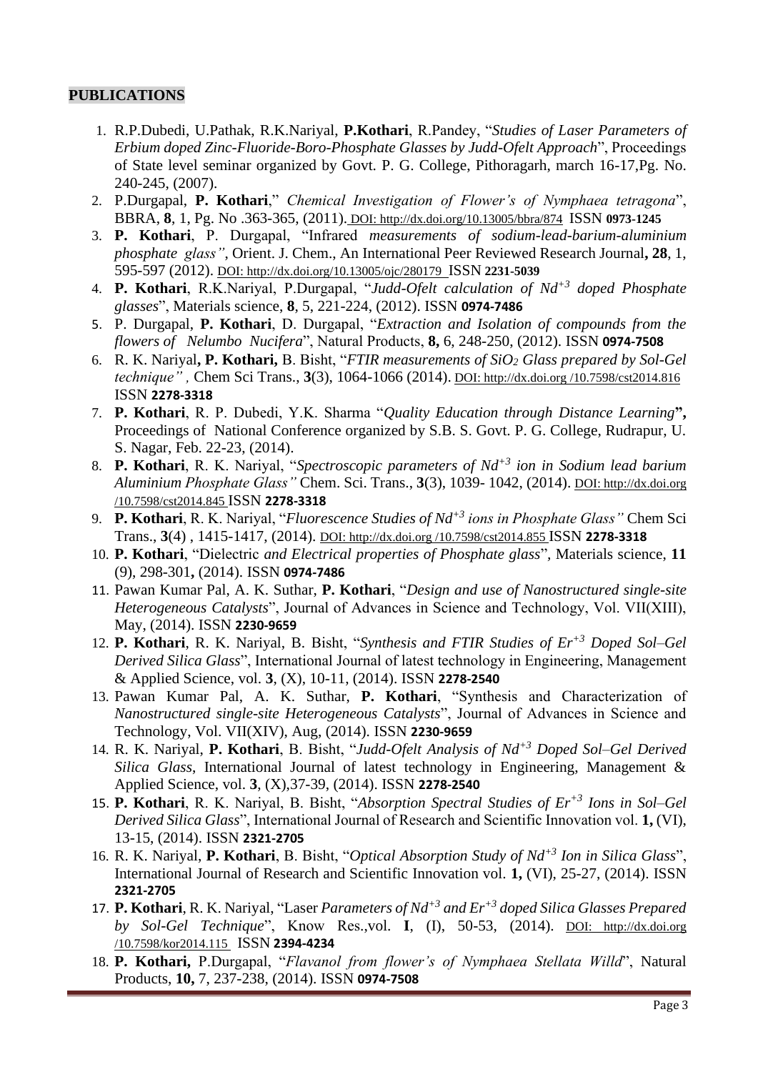## PUBLICATIONS

1. R.P.Dubedi, U.Pathak, R.K.Nariyal, **P.Kothari**, R.Pandey, "*Studies of Laser Parameters of Erbium doped Zinc-Fluoride-Boro-Phosphate Glasses by Judd-Ofelt Approach*", Proceedings of State level seminar organized by Govt. P. G. College, Pithoragarh, march 16-17,Pg. No. 240-245, (2007).
2. P.Durgapal, **P. Kothari**," *Chemical Investigation of Flower's of Nymphaea tetragona*", BBRA, **8**, 1, Pg. No .363-365, (2011). DOI: http://dx.doi.org/10.13005/bbra/874 ISSN **0973-1245**
3. **P. Kothari**, P. Durgapal, "Infrared *measurements of sodium-lead-barium-aluminium phosphate glass"*, Orient. J. Chem., An International Peer Reviewed Research Journal**, 28**, 1, 595-597 (2012). DOI: http://dx.doi.org/10.13005/ojc/280179 ISSN **2231-5039**
4. **P. Kothari**, R.K.Nariyal, P.Durgapal, "*Judd-Ofelt calculation of $Nd^{+3}$ doped Phosphate glasses*", Materials science, **8**, 5, 221-224, (2012). ISSN **0974-7486**
5. P. Durgapal, **P. Kothari**, D. Durgapal, "*Extraction and Isolation of compounds from the flowers of Nelumbo Nucifera*", Natural Products, **8,** 6, 248-250, (2012). ISSN **0974-7508**
6. R. K. Nariyal**, P. Kothari,** B. Bisht, "*FTIR measurements of $SiO_2$ Glass prepared by Sol-Gel technique" ,* Chem Sci Trans., **3**(3), 1064-1066 (2014). DOI: http://dx.doi.org /10.7598/cst2014.816 ISSN **2278-3318**
7. **P. Kothari**, R. P. Dubedi, Y.K. Sharma "*Quality Education through Distance Learning***",** Proceedings of National Conference organized by S.B. S. Govt. P. G. College, Rudrapur, U. S. Nagar, Feb. 22-23, (2014).
8. **P. Kothari**, R. K. Nariyal, "*Spectroscopic parameters of $Nd^{+3}$ ion in Sodium lead barium Aluminium Phosphate Glass"* Chem. Sci. Trans., **3**(3), 1039- 1042, (2014). DOI: http://dx.doi.org /10.7598/cst2014.845 ISSN **2278-3318**
9. **P. Kothari**, R. K. Nariyal, "*Fluorescence Studies of $Nd^{+3}$ ions in Phosphate Glass"* Chem Sci Trans., **3**(4) , 1415-1417, (2014). DOI: http://dx.doi.org /10.7598/cst2014.855 ISSN **2278-3318**
10. **P. Kothari**, "Dielectric *and Electrical properties of Phosphate glass*", Materials science, **11** (9), 298-301**,** (2014). ISSN **0974-7486**
11. Pawan Kumar Pal, A. K. Suthar, **P. Kothari**, "*Design and use of Nanostructured single-site Heterogeneous Catalysts*", Journal of Advances in Science and Technology, Vol. VII(XIII), May, (2014). ISSN **2230-9659**
12. **P. Kothari**, R. K. Nariyal, B. Bisht, "*Synthesis and FTIR Studies of $Er^{+3}$ Doped Sol–Gel Derived Silica Glass*", International Journal of latest technology in Engineering, Management & Applied Science, vol. **3**, (X), 10-11, (2014). ISSN **2278-2540**
13. Pawan Kumar Pal, A. K. Suthar, **P. Kothari**, "Synthesis and Characterization of *Nanostructured single-site Heterogeneous Catalysts*", Journal of Advances in Science and Technology, Vol. VII(XIV), Aug, (2014). ISSN **2230-9659**
14. R. K. Nariyal, **P. Kothari**, B. Bisht, "*Judd-Ofelt Analysis of $Nd^{+3}$ Doped Sol–Gel Derived Silica Glass*, International Journal of latest technology in Engineering, Management & Applied Science, vol. **3**, (X),37-39, (2014). ISSN **2278-2540**
15. **P. Kothari**, R. K. Nariyal, B. Bisht, "*Absorption Spectral Studies of $Er^{+3}$ Ions in Sol–Gel Derived Silica Glass*", International Journal of Research and Scientific Innovation vol. **1,** (VI), 13-15, (2014). ISSN **2321-2705**
16. R. K. Nariyal, **P. Kothari**, B. Bisht, "*Optical Absorption Study of $Nd^{+3}$ Ion in Silica Glass*", International Journal of Research and Scientific Innovation vol. **1,** (VI), 25-27, (2014). ISSN **2321-2705**
17. **P. Kothari**, R. K. Nariyal, "Laser *Parameters of $Nd^{+3}$ and $Er^{+3}$ doped Silica Glasses Prepared by Sol-Gel Technique*", Know Res.,vol. **I**, (I), 50-53, (2014). DOI: http://dx.doi.org /10.7598/kor2014.115 ISSN **2394-4234**
18. **P. Kothari,** P.Durgapal, "*Flavanol from flower's of Nymphaea Stellata Willd*", Natural Products, **10,** 7, 237-238, (2014). ISSN **0974-7508**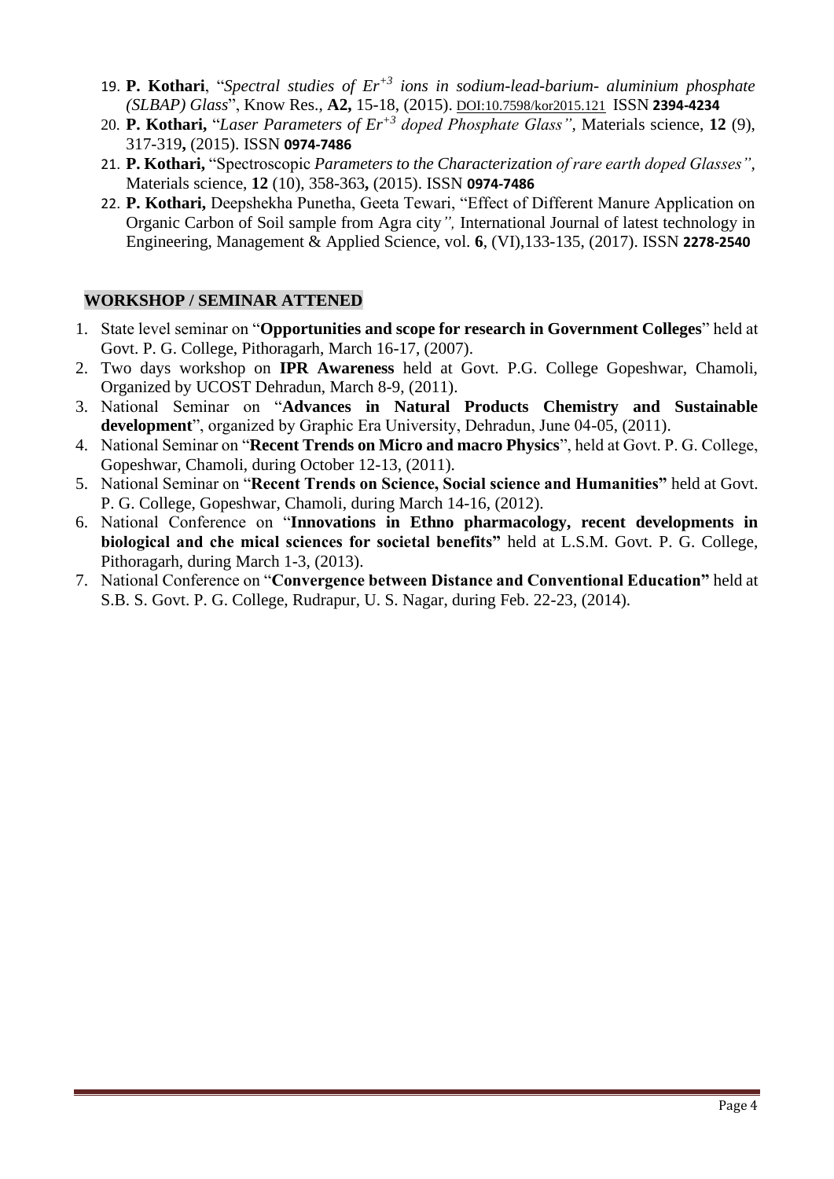19. **P. Kothari**, "*Spectral studies of $Er^{+3}$ ions in sodium-lead-barium- aluminium phosphate (SLBAP) Glass*", Know Res., **A2,** 15-18, (2015). DOI:10.7598/kor2015.121 ISSN **2394-4234**
20. **P. Kothari,** "*Laser Parameters of $Er^{+3}$ doped Phosphate Glass"*, Materials science, **12** (9), 317-319**,** (2015). ISSN **0974-7486**
21. **P. Kothari,** "Spectroscopic *Parameters to the Characterization of rare earth doped Glasses"*, Materials science, **12** (10), 358-363**,** (2015). ISSN **0974-7486**
22. **P. Kothari,** Deepshekha Punetha, Geeta Tewari, "Effect of Different Manure Application on Organic Carbon of Soil sample from Agra city*",* International Journal of latest technology in Engineering, Management & Applied Science, vol. **6**, (VI),133-135, (2017). ISSN **2278-2540**

## WORKSHOP / SEMINAR ATTENED

1. State level seminar on "**Opportunities and scope for research in Government Colleges**" held at Govt. P. G. College, Pithoragarh, March 16-17, (2007).
2. Two days workshop on **IPR Awareness** held at Govt. P.G. College Gopeshwar, Chamoli, Organized by UCOST Dehradun, March 8-9, (2011).
3. National Seminar on "**Advances in Natural Products Chemistry and Sustainable development**", organized by Graphic Era University, Dehradun, June 04-05, (2011).
4. National Seminar on "**Recent Trends on Micro and macro Physics**", held at Govt. P. G. College, Gopeshwar, Chamoli, during October 12-13, (2011).
5. National Seminar on "**Recent Trends on Science, Social science and Humanities"** held at Govt. P. G. College, Gopeshwar, Chamoli, during March 14-16, (2012).
6. National Conference on "**Innovations in Ethno pharmacology, recent developments in biological and che mical sciences for societal benefits"** held at L.S.M. Govt. P. G. College, Pithoragarh, during March 1-3, (2013).
7. National Conference on "**Convergence between Distance and Conventional Education"** held at S.B. S. Govt. P. G. College, Rudrapur, U. S. Nagar, during Feb. 22-23, (2014).